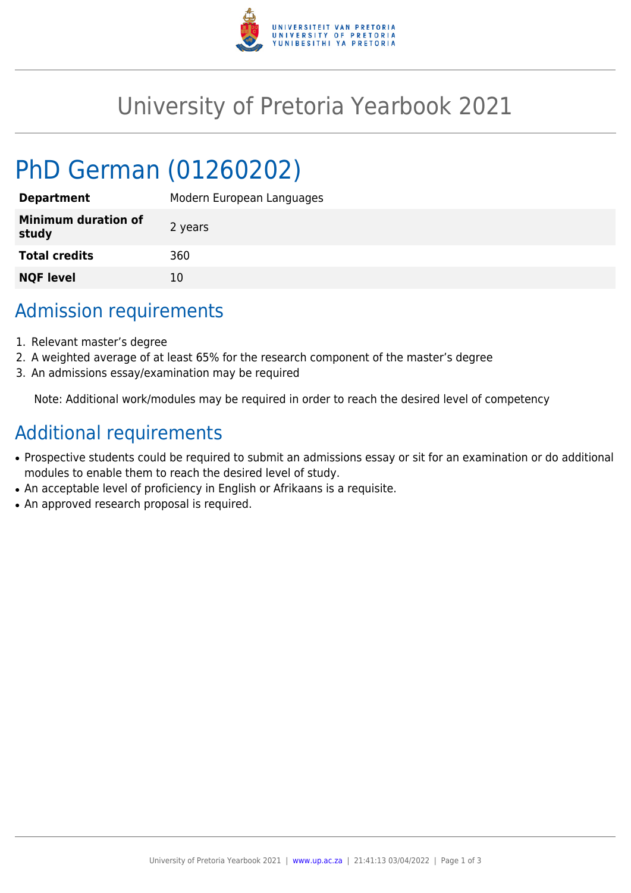# University of Pretoria Yearbook 2021

## PhD German (01260202)

| | |
|---|---|
| **Department** | Modern European Languages |
| **Minimum duration of study** | 2 years |
| **Total credits** | 360 |
| **NQF level** | 10 |

## Admission requirements

1. Relevant master's degree
2. A weighted average of at least 65% for the research component of the master's degree
3. An admissions essay/examination may be required

Note: Additional work/modules may be required in order to reach the desired level of competency

## Additional requirements

- Prospective students could be required to submit an admissions essay or sit for an examination or do additional modules to enable them to reach the desired level of study.
- An acceptable level of proficiency in English or Afrikaans is a requisite.
- An approved research proposal is required.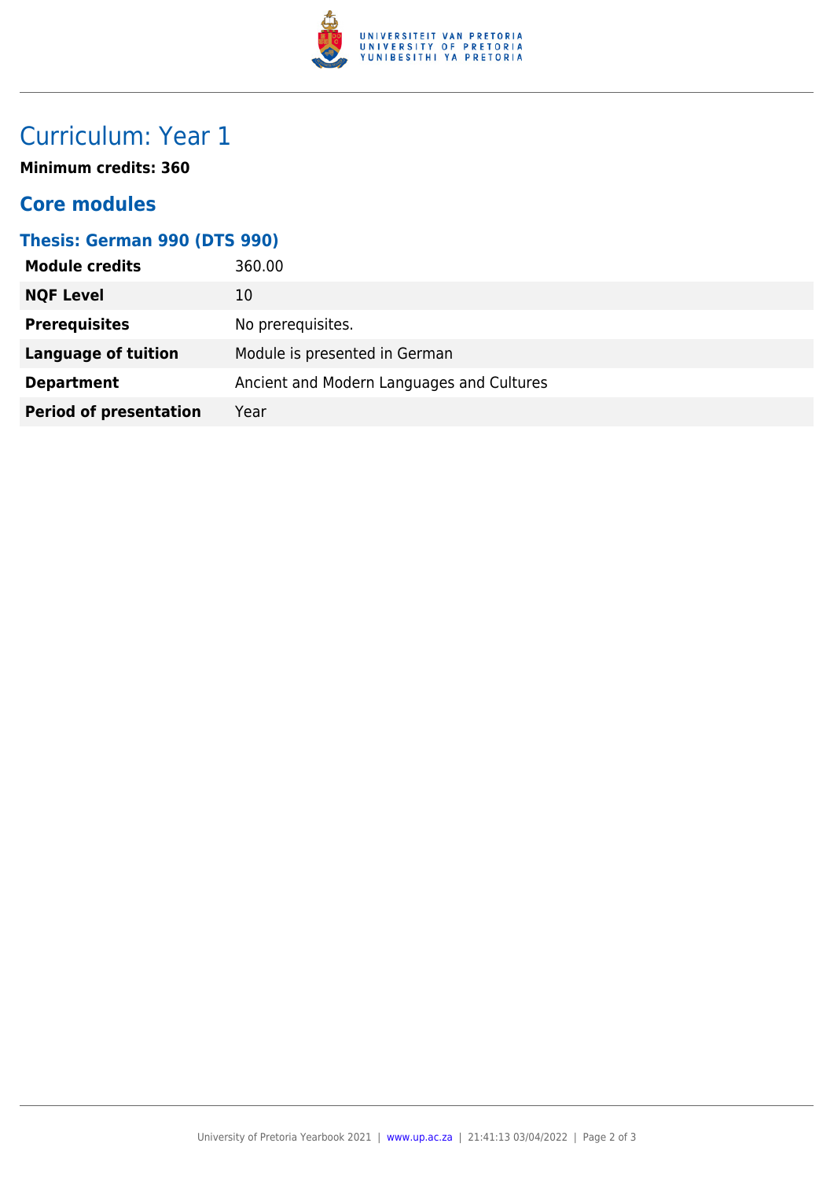# Curriculum: Year 1

**Minimum credits: 360**

## Core modules

### Thesis: German 990 (DTS 990)

| | |
|---|---|
| **Module credits** | 360.00 |
| **NQF Level** | 10 |
| **Prerequisites** | No prerequisites. |
| **Language of tuition** | Module is presented in German |
| **Department** | Ancient and Modern Languages and Cultures |
| **Period of presentation** | Year |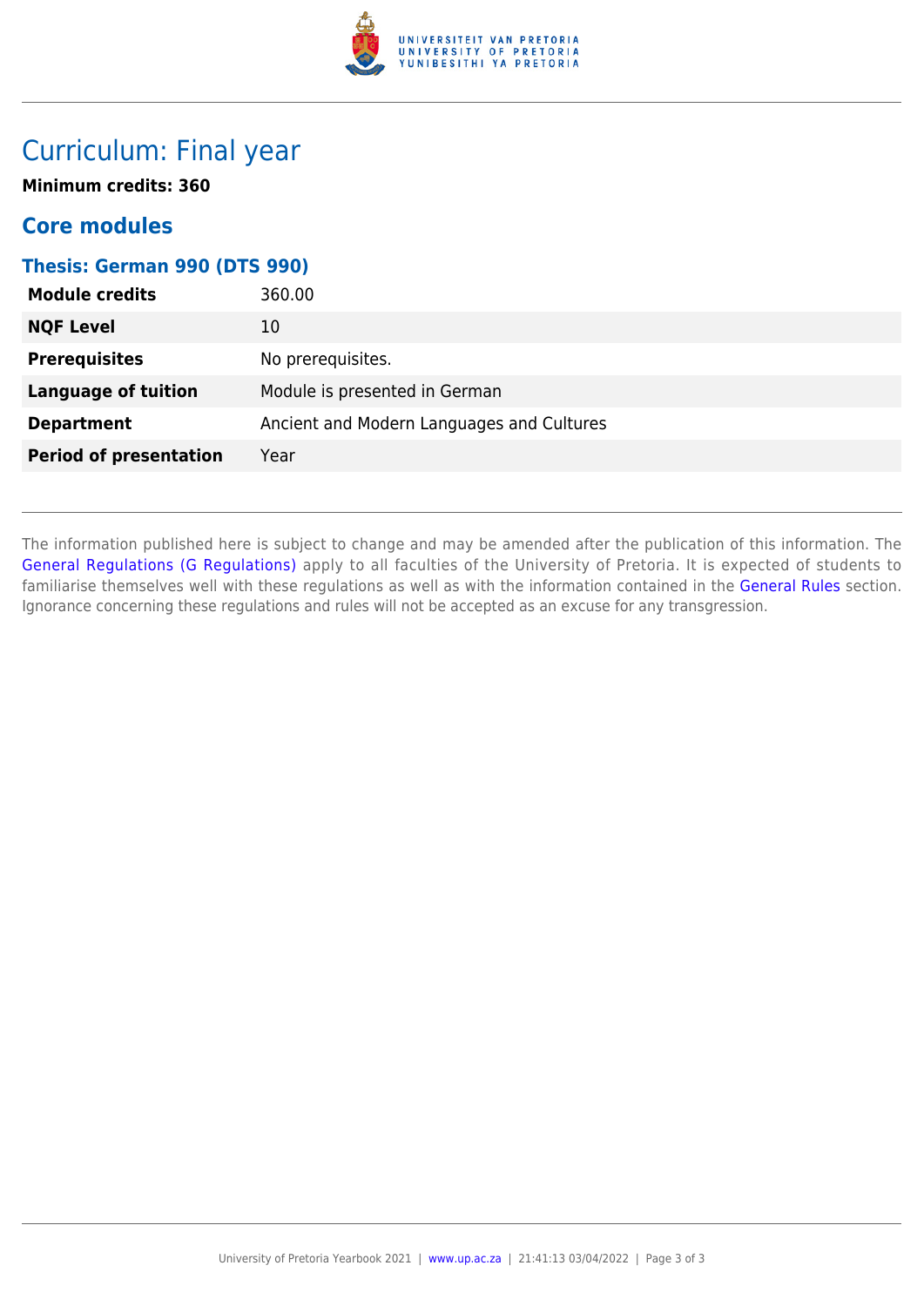# Curriculum: Final year

**Minimum credits: 360**

## Core modules

### Thesis: German 990 (DTS 990)

| | |
|---|---|
| **Module credits** | 360.00 |
| **NQF Level** | 10 |
| **Prerequisites** | No prerequisites. |
| **Language of tuition** | Module is presented in German |
| **Department** | Ancient and Modern Languages and Cultures |
| **Period of presentation** | Year |

The information published here is subject to change and may be amended after the publication of this information. The General Regulations (G Regulations) apply to all faculties of the University of Pretoria. It is expected of students to familiarise themselves well with these regulations as well as with the information contained in the General Rules section. Ignorance concerning these regulations and rules will not be accepted as an excuse for any transgression.